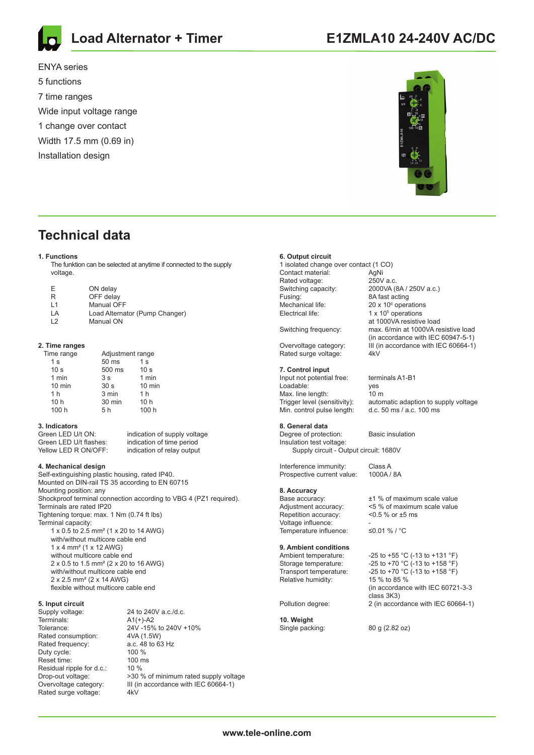# Load Alternator + Timer

## E1ZMLA10 24-240V AC/DC

ENYA series
5 functions
7 time ranges
Wide input voltage range
1 change over contact
Width 17.5 mm (0.69 in)
Installation design

## Technical data

**1. Functions**

The funktion can be selected at anytime if connected to the supply voltage.

| | |
|---|---|
| E | ON delay |
| R | OFF delay |
| L1 | Manual OFF |
| LA | Load Alternator (Pump Changer) |
| L2 | Manual ON |

**2. Time ranges**

| Time range | Adjustment range | |
|---|---|---|
| 1 s | 50 ms | 1 s |
| 10 s | 500 ms | 10 s |
| 1 min | 3 s | 1 min |
| 10 min | 30 s | 10 min |
| 1 h | 3 min | 1 h |
| 10 h | 30 min | 10 h |
| 100 h | 5 h | 100 h |

**3. Indicators**

| | |
|---|---|
| Green LED U/t ON: | indication of supply voltage |
| Green LED U/t flashes: | indication of time period |
| Yellow LED R ON/OFF: | indication of relay output |

**4. Mechanical design**

Self-extinguishing plastic housing, rated IP40.
Mounted on DIN-rail TS 35 according to EN 60715
Mounting position: any
Shockproof terminal connection according to VBG 4 (PZ1 required).
Terminals are rated IP20
Tightening torque: max. 1 Nm (0.74 ft lbs)
Terminal capacity:
- 1 x 0.5 to 2.5 mm² (1 x 20 to 14 AWG) with/without multicore cable end
- 1 x 4 mm² (1 x 12 AWG) without multicore cable end
- 2 x 0.5 to 1.5 mm² (2 x 20 to 16 AWG) with/without multicore cable end
- 2 x 2.5 mm² (2 x 14 AWG) flexible without multicore cable end

**5. Input circuit**

| | |
|---|---|
| Supply voltage: | 24 to 240V a.c./d.c. |
| Terminals: | A1(+)-A2 |
| Tolerance: | 24V -15% to 240V +10% |
| Rated consumption: | 4VA (1.5W) |
| Rated frequency: | a.c. 48 to 63 Hz |
| Duty cycle: | 100 % |
| Reset time: | 100 ms |
| Residual ripple for d.c.: | 10 % |
| Drop-out voltage: | >30 % of minimum rated supply voltage |
| Overvoltage category: | III (in accordance with IEC 60664-1) |
| Rated surge voltage: | 4kV |

**6. Output circuit**

1 isolated change over contact (1 CO)

| | |
|---|---|
| Contact material: | AgNi |
| Rated voltage: | 250V a.c. |
| Switching capacity: | 2000VA (8A / 250V a.c.) |
| Fusing: | 8A fast acting |
| Mechanical life: | 20 x $10^6$ operations |
| Electrical life: | 1 x $10^5$ operations at 1000VA resistive load |
| Switching frequency: | max. 6/min at 1000VA resistive load (in accordance with IEC 60947-5-1) |
| Overvoltage category: | III (in accordance with IEC 60664-1) |
| Rated surge voltage: | 4kV |

**7. Control input**

| | |
|---|---|
| Input not potential free: | terminals A1-B1 |
| Loadable: | yes |
| Max. line length: | 10 m |
| Trigger level (sensitivity): | automatic adaption to supply voltage |
| Min. control pulse length: | d.c. 50 ms / a.c. 100 ms |

**8. General data**

| | |
|---|---|
| Degree of protection: | Basic insulation |
| Insulation test voltage: | |

Supply circuit - Output circuit: 1680V

| | |
|---|---|
| Interference immunity: | Class A |
| Prospective current value: | 1000A / 8A |

**8. Accuracy**

| | |
|---|---|
| Base accuracy: | ±1 % of maximum scale value |
| Adjustment accuracy: | <5 % of maximum scale value |
| Repetition accuracy: | <0.5 % or ±5 ms |
| Voltage influence: | - |
| Temperature influence: | ≤0.01 % / °C |

**9. Ambient conditions**

| | |
|---|---|
| Ambient temperature: | -25 to +55 °C (-13 to +131 °F) |
| Storage temperature: | -25 to +70 °C (-13 to +158 °F) |
| Transport temperature: | -25 to +70 °C (-13 to +158 °F) |
| Relative humidity: | 15 % to 85 % (in accordance with IEC 60721-3-3 class 3K3) |
| Pollution degree: | 2 (in accordance with IEC 60664-1) |

**10. Weight**

| | |
|---|---|
| Single packing: | 80 g (2.82 oz) |

www.tele-online.com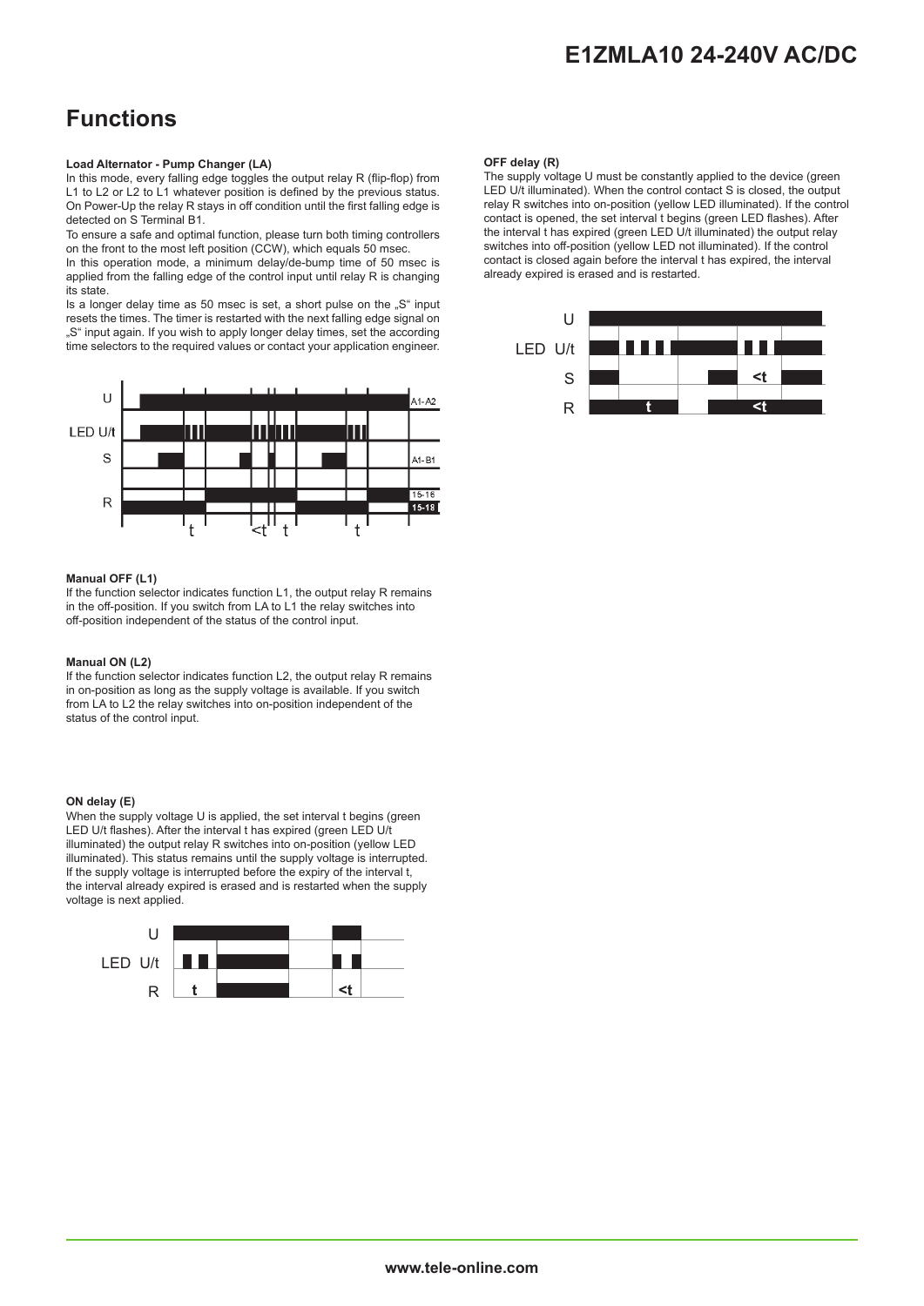## Functions

**Load Alternator - Pump Changer (LA)**

In this mode, every falling edge toggles the output relay R (flip-flop) from L1 to L2 or L2 to L1 whatever position is defined by the previous status. On Power-Up the relay R stays in off condition until the first falling edge is detected on S Terminal B1.

To ensure a safe and optimal function, please turn both timing controllers on the front to the most left position (CCW), which equals 50 msec.

In this operation mode, a minimum delay/de-bump time of 50 msec is applied from the falling edge of the control input until relay R is changing its state.

Is a longer delay time as 50 msec is set, a short pulse on the „S" input resets the times. The timer is restarted with the next falling edge signal on „S" input again. If you wish to apply longer delay times, set the according time selectors to the required values or contact your application engineer.

**Manual OFF (L1)**

If the function selector indicates function L1, the output relay R remains in the off-position. If you switch from LA to L1 the relay switches into off-position independent of the status of the control input.

**Manual ON (L2)**

If the function selector indicates function L2, the output relay R remains in on-position as long as the supply voltage is available. If you switch from LA to L2 the relay switches into on-position independent of the status of the control input.

**ON delay (E)**

When the supply voltage U is applied, the set interval t begins (green LED U/t flashes). After the interval t has expired (green LED U/t illuminated) the output relay R switches into on-position (yellow LED illuminated). This status remains until the supply voltage is interrupted. If the supply voltage is interrupted before the expiry of the interval t, the interval already expired is erased and is restarted when the supply voltage is next applied.

**OFF delay (R)**

The supply voltage U must be constantly applied to the device (green LED U/t illuminated). When the control contact S is closed, the output relay R switches into on-position (yellow LED illuminated). If the control contact is opened, the set interval t begins (green LED flashes). After the interval t has expired (green LED U/t illuminated) the output relay switches into off-position (yellow LED not illuminated). If the control contact is closed again before the interval t has expired, the interval already expired is erased and is restarted.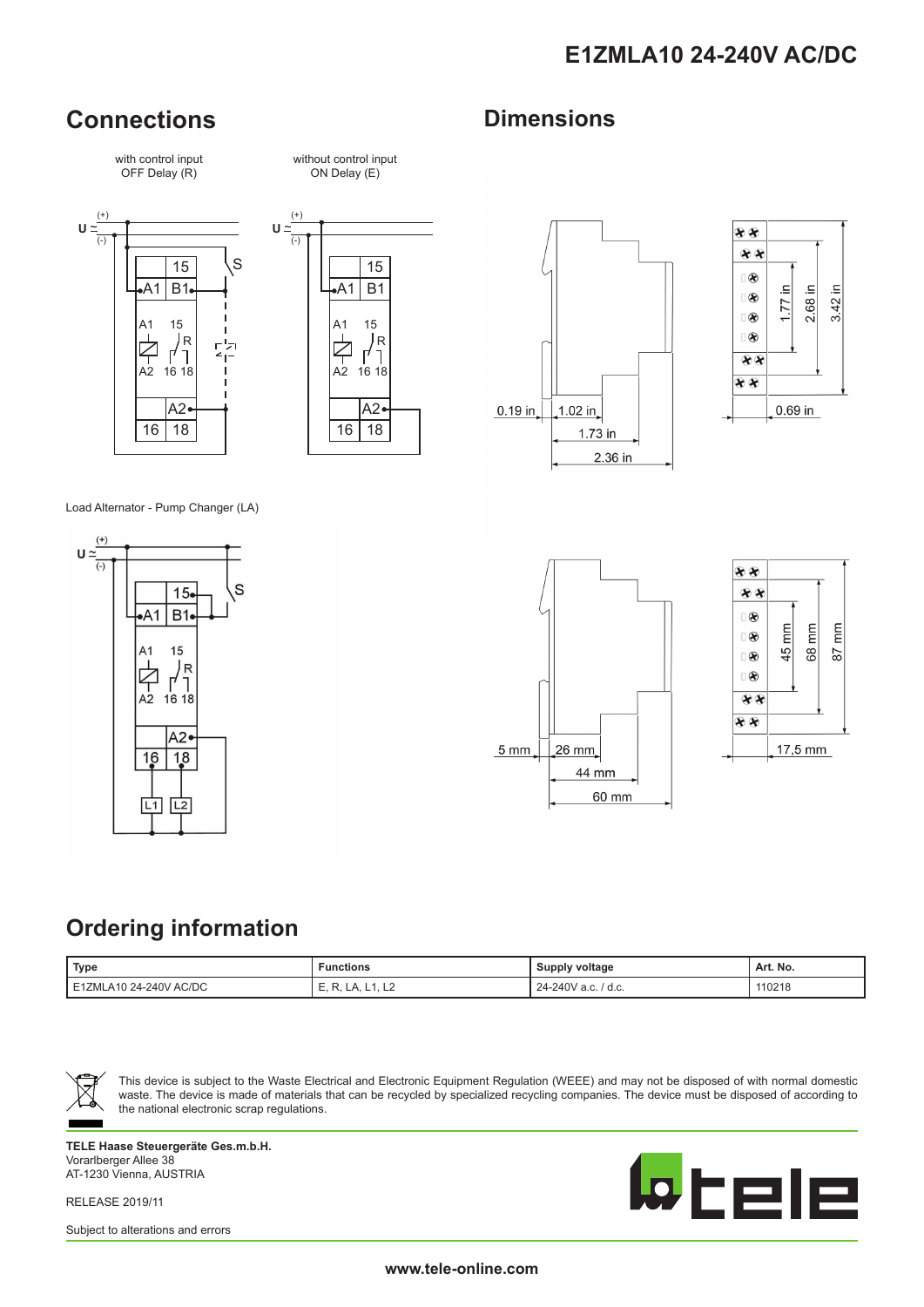# E1ZMLA10 24-240V AC/DC

## Connections

with control input
OFF Delay (R)

without control input
ON Delay (E)

Load Alternator - Pump Changer (LA)

## Dimensions

0.19 in
1.02 in
1.73 in
2.36 in
1.77 in
2.68 in
3.42 in
0.69 in

5 mm
26 mm
44 mm
60 mm
45 mm
68 mm
87 mm
17,5 mm

## Ordering information

| Type | Functions | Supply voltage | Art. No. |
|---|---|---|---|
| E1ZMLA10 24-240V AC/DC | E, R, LA, L1, L2 | 24-240V a.c. / d.c. | 110218 |

This device is subject to the Waste Electrical and Electronic Equipment Regulation (WEEE) and may not be disposed of with normal domestic waste. The device is made of materials that can be recycled by specialized recycling companies. The device must be disposed of according to the national electronic scrap regulations.

**TELE Haase Steuergeräte Ges.m.b.H.**
Vorarlberger Allee 38
AT-1230 Vienna, AUSTRIA

RELEASE 2019/11

Subject to alterations and errors

**www.tele-online.com**